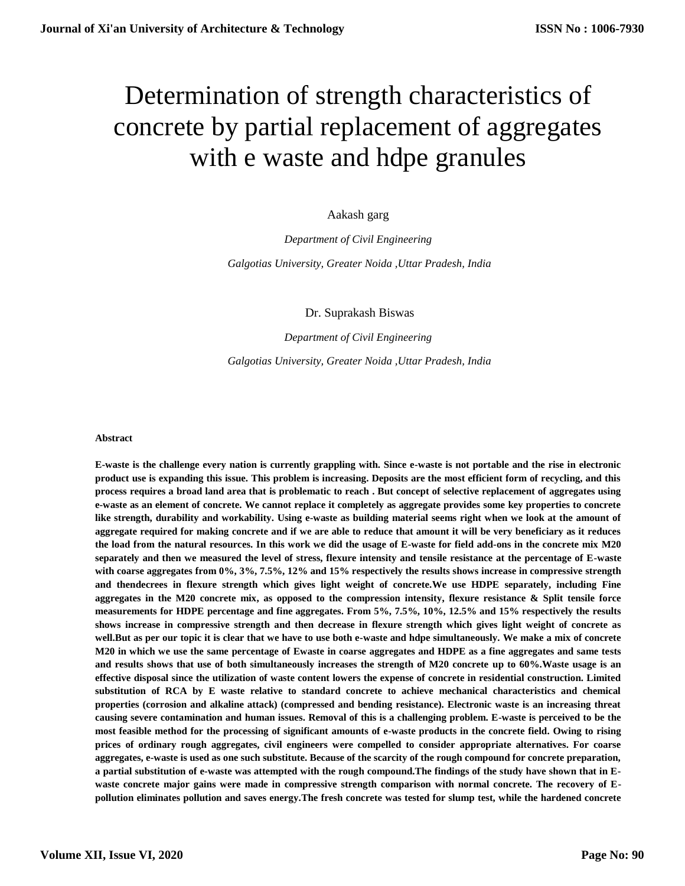# Determination of strength characteristics of concrete by partial replacement of aggregates with e waste and hdpe granules

Aakash garg

*Department of Civil Engineering*

*Galgotias University, Greater Noida ,Uttar Pradesh, India*

Dr. Suprakash Biswas

*Department of Civil Engineering*

*Galgotias University, Greater Noida ,Uttar Pradesh, India*

**Abstract**

**E-waste is the challenge every nation is currently grappling with. Since e-waste is not portable and the rise in electronic product use is expanding this issue. This problem is increasing. Deposits are the most efficient form of recycling, and this process requires a broad land area that is problematic to reach . But concept of selective replacement of aggregates using e-waste as an element of concrete. We cannot replace it completely as aggregate provides some key properties to concrete like strength, durability and workability. Using e-waste as building material seems right when we look at the amount of aggregate required for making concrete and if we are able to reduce that amount it will be very beneficiary as it reduces the load from the natural resources. In this work we did the usage of E-waste for field add-ons in the concrete mix M20 separately and then we measured the level of stress, flexure intensity and tensile resistance at the percentage of E-waste with coarse aggregates from 0%, 3%, 7.5%, 12% and 15% respectively the results shows increase in compressive strength and thendecrees in flexure strength which gives light weight of concrete.We use HDPE separately, including Fine aggregates in the M20 concrete mix, as opposed to the compression intensity, flexure resistance & Split tensile force measurements for HDPE percentage and fine aggregates. From 5%, 7.5%, 10%, 12.5% and 15% respectively the results shows increase in compressive strength and then decrease in flexure strength which gives light weight of concrete as well.But as per our topic it is clear that we have to use both e-waste and hdpe simultaneously. We make a mix of concrete M20 in which we use the same percentage of Ewaste in coarse aggregates and HDPE as a fine aggregates and same tests and results shows that use of both simultaneously increases the strength of M20 concrete up to 60%.Waste usage is an effective disposal since the utilization of waste content lowers the expense of concrete in residential construction. Limited substitution of RCA by E waste relative to standard concrete to achieve mechanical characteristics and chemical properties (corrosion and alkaline attack) (compressed and bending resistance). Electronic waste is an increasing threat causing severe contamination and human issues. Removal of this is a challenging problem. E-waste is perceived to be the most feasible method for the processing of significant amounts of e-waste products in the concrete field. Owing to rising prices of ordinary rough aggregates, civil engineers were compelled to consider appropriate alternatives. For coarse aggregates, e-waste is used as one such substitute. Because of the scarcity of the rough compound for concrete preparation, a partial substitution of e-waste was attempted with the rough compound.The findings of the study have shown that in E-waste concrete major gains were made in compressive strength comparison with normal concrete. The recovery of E-pollution eliminates pollution and saves energy.The fresh concrete was tested for slump test, while the hardened concrete**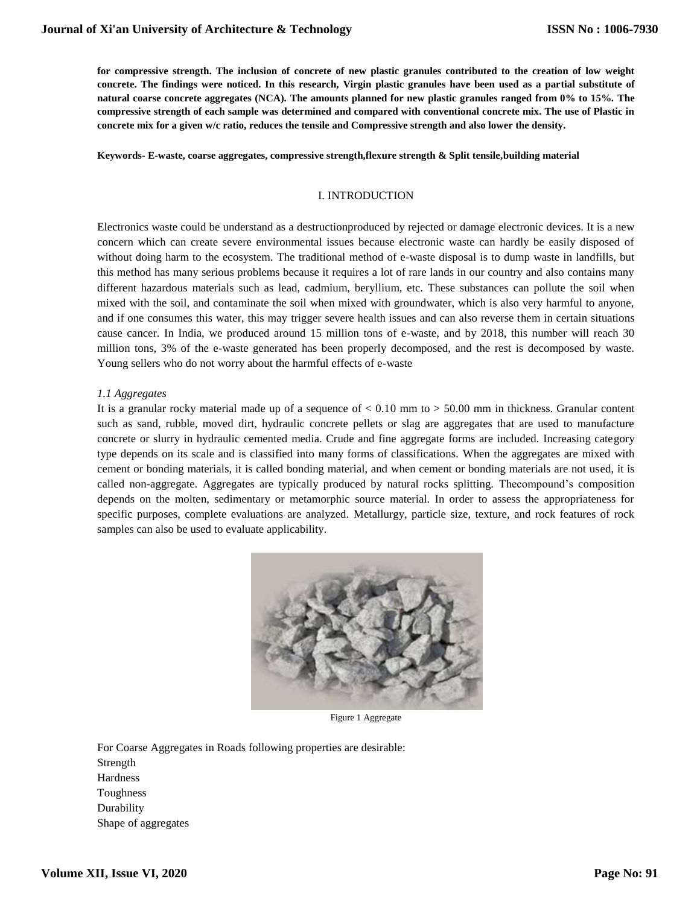**for compressive strength. The inclusion of concrete of new plastic granules contributed to the creation of low weight concrete. The findings were noticed. In this research, Virgin plastic granules have been used as a partial substitute of natural coarse concrete aggregates (NCA). The amounts planned for new plastic granules ranged from 0% to 15%. The compressive strength of each sample was determined and compared with conventional concrete mix. The use of Plastic in concrete mix for a given w/c ratio, reduces the tensile and Compressive strength and also lower the density.**

**Keywords- E-waste, coarse aggregates, compressive strength,flexure strength & Split tensile,building material**

## I. INTRODUCTION

Electronics waste could be understand as a destructionproduced by rejected or damage electronic devices. It is a new concern which can create severe environmental issues because electronic waste can hardly be easily disposed of without doing harm to the ecosystem. The traditional method of e-waste disposal is to dump waste in landfills, but this method has many serious problems because it requires a lot of rare lands in our country and also contains many different hazardous materials such as lead, cadmium, beryllium, etc. These substances can pollute the soil when mixed with the soil, and contaminate the soil when mixed with groundwater, which is also very harmful to anyone, and if one consumes this water, this may trigger severe health issues and can also reverse them in certain situations cause cancer. In India, we produced around 15 million tons of e-waste, and by 2018, this number will reach 30 million tons, 3% of the e-waste generated has been properly decomposed, and the rest is decomposed by waste. Young sellers who do not worry about the harmful effects of e-waste

### *1.1 Aggregates*

It is a granular rocky material made up of a sequence of < 0.10 mm to > 50.00 mm in thickness. Granular content such as sand, rubble, moved dirt, hydraulic concrete pellets or slag are aggregates that are used to manufacture concrete or slurry in hydraulic cemented media. Crude and fine aggregate forms are included. Increasing category type depends on its scale and is classified into many forms of classifications. When the aggregates are mixed with cement or bonding materials, it is called bonding material, and when cement or bonding materials are not used, it is called non-aggregate. Aggregates are typically produced by natural rocks splitting. Thecompound's composition depends on the molten, sedimentary or metamorphic source material. In order to assess the appropriateness for specific purposes, complete evaluations are analyzed. Metallurgy, particle size, texture, and rock features of rock samples can also be used to evaluate applicability.

Figure 1 Aggregate

For Coarse Aggregates in Roads following properties are desirable:
Strength
Hardness
Toughness
Durability
Shape of aggregates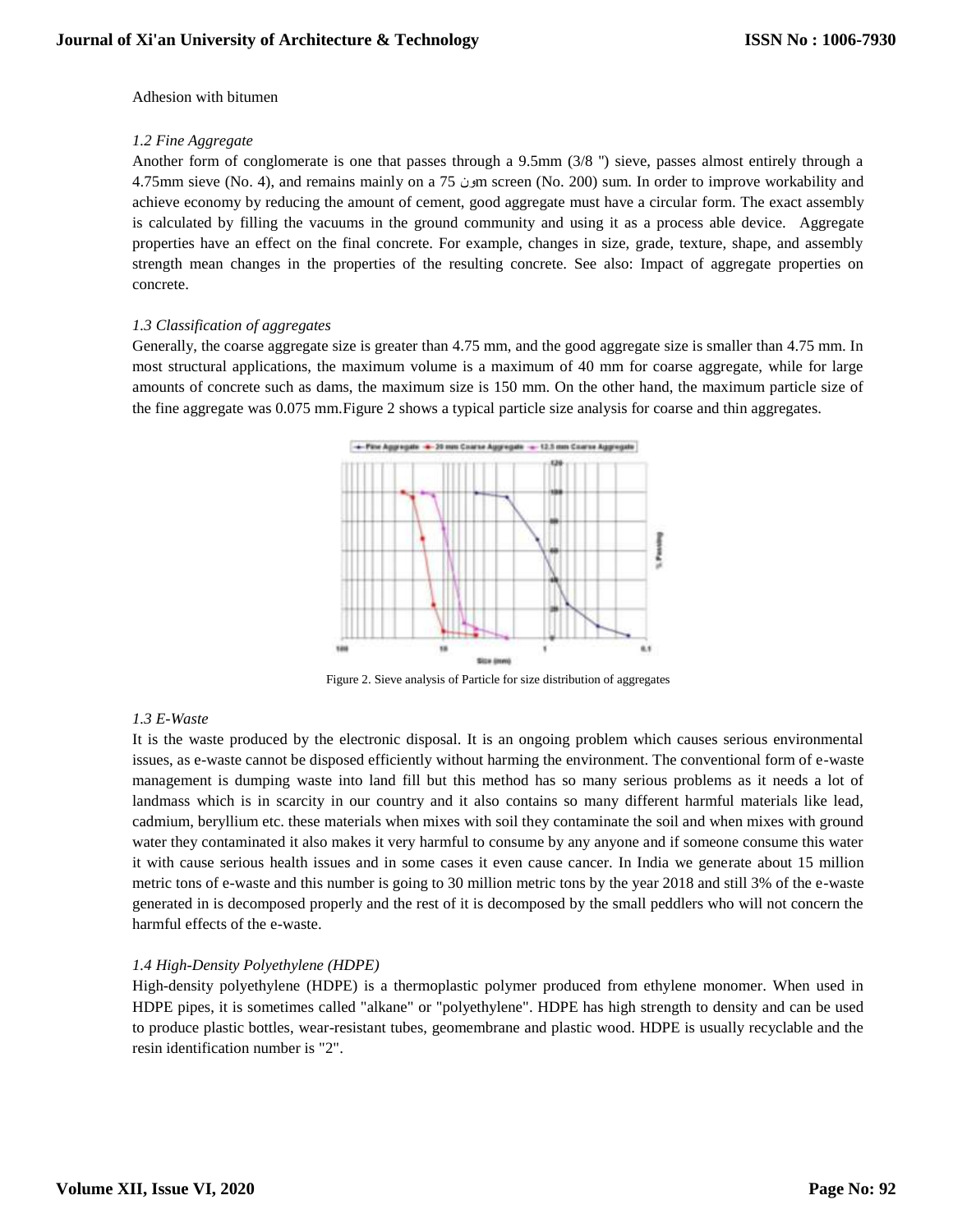Adhesion with bitumen

### *1.2 Fine Aggregate*

Another form of conglomerate is one that passes through a 9.5mm (3/8 ") sieve, passes almost entirely through a 4.75mm sieve (No. 4), and remains mainly on a 75 ونm screen (No. 200) sum. In order to improve workability and achieve economy by reducing the amount of cement, good aggregate must have a circular form. The exact assembly is calculated by filling the vacuums in the ground community and using it as a process able device. Aggregate properties have an effect on the final concrete. For example, changes in size, grade, texture, shape, and assembly strength mean changes in the properties of the resulting concrete. See also: Impact of aggregate properties on concrete.

### *1.3 Classification of aggregates*

Generally, the coarse aggregate size is greater than 4.75 mm, and the good aggregate size is smaller than 4.75 mm. In most structural applications, the maximum volume is a maximum of 40 mm for coarse aggregate, while for large amounts of concrete such as dams, the maximum size is 150 mm. On the other hand, the maximum particle size of the fine aggregate was 0.075 mm.Figure 2 shows a typical particle size analysis for coarse and thin aggregates.

Figure 2. Sieve analysis of Particle for size distribution of aggregates

### *1.3 E-Waste*

It is the waste produced by the electronic disposal. It is an ongoing problem which causes serious environmental issues, as e-waste cannot be disposed efficiently without harming the environment. The conventional form of e-waste management is dumping waste into land fill but this method has so many serious problems as it needs a lot of landmass which is in scarcity in our country and it also contains so many different harmful materials like lead, cadmium, beryllium etc. these materials when mixes with soil they contaminate the soil and when mixes with ground water they contaminated it also makes it very harmful to consume by any anyone and if someone consume this water it with cause serious health issues and in some cases it even cause cancer. In India we generate about 15 million metric tons of e-waste and this number is going to 30 million metric tons by the year 2018 and still 3% of the e-waste generated in is decomposed properly and the rest of it is decomposed by the small peddlers who will not concern the harmful effects of the e-waste.

### *1.4 High-Density Polyethylene (HDPE)*

High-density polyethylene (HDPE) is a thermoplastic polymer produced from ethylene monomer. When used in HDPE pipes, it is sometimes called "alkane" or "polyethylene". HDPE has high strength to density and can be used to produce plastic bottles, wear-resistant tubes, geomembrane and plastic wood. HDPE is usually recyclable and the resin identification number is "2".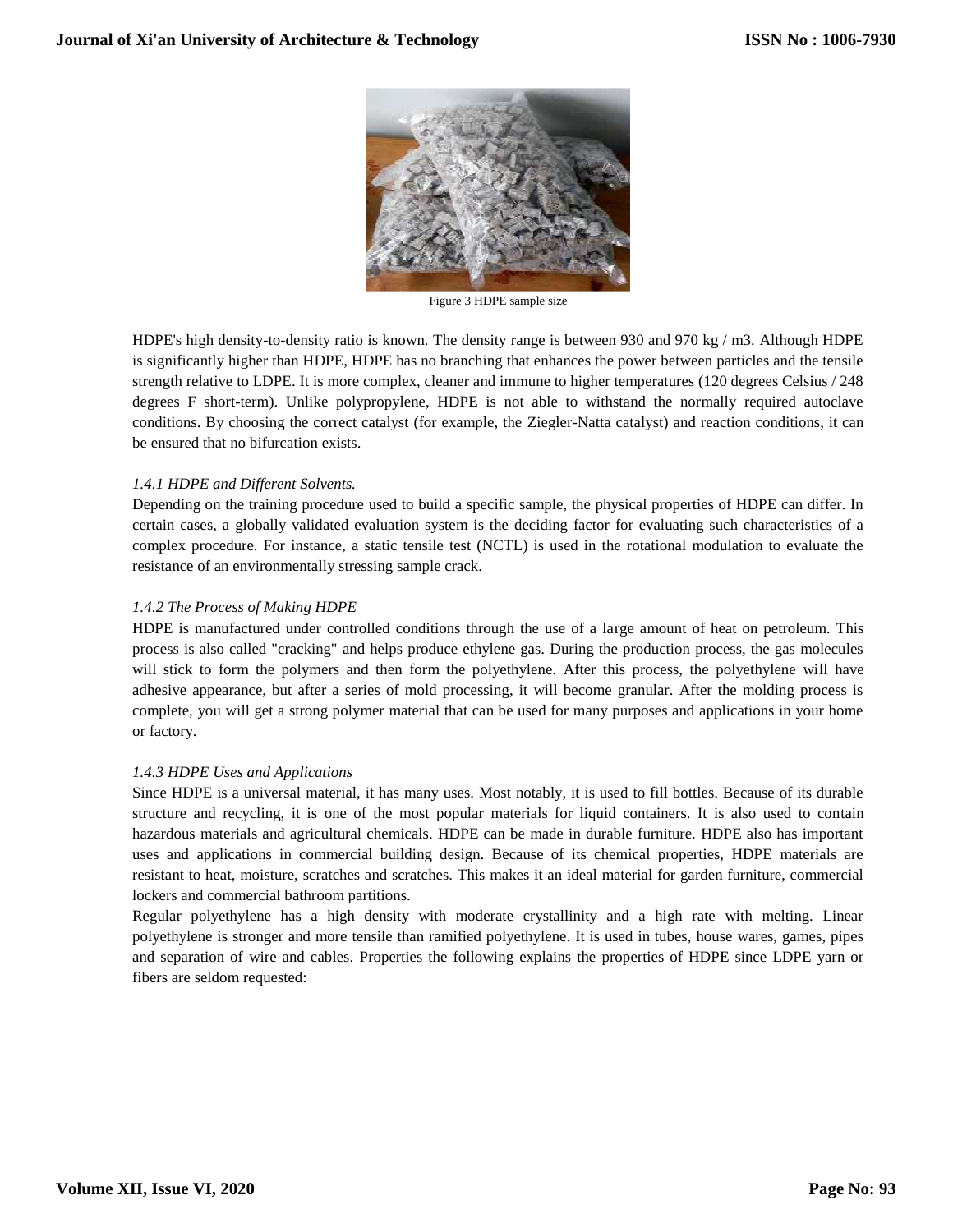Figure 3 HDPE sample size

HDPE's high density-to-density ratio is known. The density range is between 930 and 970 kg / m3. Although HDPE is significantly higher than HDPE, HDPE has no branching that enhances the power between particles and the tensile strength relative to LDPE. It is more complex, cleaner and immune to higher temperatures (120 degrees Celsius / 248 degrees F short-term). Unlike polypropylene, HDPE is not able to withstand the normally required autoclave conditions. By choosing the correct catalyst (for example, the Ziegler-Natta catalyst) and reaction conditions, it can be ensured that no bifurcation exists.

### *1.4.1 HDPE and Different Solvents.*

Depending on the training procedure used to build a specific sample, the physical properties of HDPE can differ. In certain cases, a globally validated evaluation system is the deciding factor for evaluating such characteristics of a complex procedure. For instance, a static tensile test (NCTL) is used in the rotational modulation to evaluate the resistance of an environmentally stressing sample crack.

### *1.4.2 The Process of Making HDPE*

HDPE is manufactured under controlled conditions through the use of a large amount of heat on petroleum. This process is also called "cracking" and helps produce ethylene gas. During the production process, the gas molecules will stick to form the polymers and then form the polyethylene. After this process, the polyethylene will have adhesive appearance, but after a series of mold processing, it will become granular. After the molding process is complete, you will get a strong polymer material that can be used for many purposes and applications in your home or factory.

### *1.4.3 HDPE Uses and Applications*

Since HDPE is a universal material, it has many uses. Most notably, it is used to fill bottles. Because of its durable structure and recycling, it is one of the most popular materials for liquid containers. It is also used to contain hazardous materials and agricultural chemicals. HDPE can be made in durable furniture. HDPE also has important uses and applications in commercial building design. Because of its chemical properties, HDPE materials are resistant to heat, moisture, scratches and scratches. This makes it an ideal material for garden furniture, commercial lockers and commercial bathroom partitions.

Regular polyethylene has a high density with moderate crystallinity and a high rate with melting. Linear polyethylene is stronger and more tensile than ramified polyethylene. It is used in tubes, house wares, games, pipes and separation of wire and cables. Properties the following explains the properties of HDPE since LDPE yarn or fibers are seldom requested: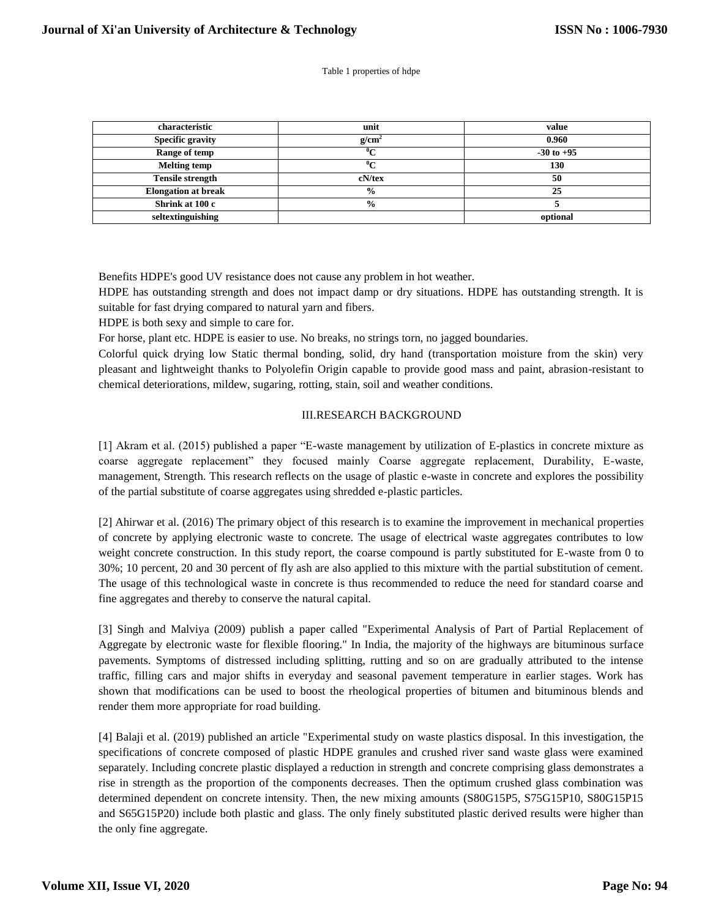Table 1 properties of hdpe

| characteristic | unit | value |
|---|---|---|
| Specific gravity | $g/cm^2$ | 0.960 |
| Range of temp | $^0C$ | -30 to +95 |
| Melting temp | $^0C$ | 130 |
| Tensile strength | cN/tex | 50 |
| Elongation at break | % | 25 |
| Shrink at 100 c | % | 5 |
| seltextinguishing | | optional |

Benefits HDPE's good UV resistance does not cause any problem in hot weather.

HDPE has outstanding strength and does not impact damp or dry situations. HDPE has outstanding strength. It is suitable for fast drying compared to natural yarn and fibers.

HDPE is both sexy and simple to care for.

For horse, plant etc. HDPE is easier to use. No breaks, no strings torn, no jagged boundaries.

Colorful quick drying low Static thermal bonding, solid, dry hand (transportation moisture from the skin) very pleasant and lightweight thanks to Polyolefin Origin capable to provide good mass and paint, abrasion-resistant to chemical deteriorations, mildew, sugaring, rotting, stain, soil and weather conditions.

## III.RESEARCH BACKGROUND

[1] Akram et al. (2015) published a paper "E-waste management by utilization of E-plastics in concrete mixture as coarse aggregate replacement" they focused mainly Coarse aggregate replacement, Durability, E-waste, management, Strength. This research reflects on the usage of plastic e-waste in concrete and explores the possibility of the partial substitute of coarse aggregates using shredded e-plastic particles.

[2] Ahirwar et al. (2016) The primary object of this research is to examine the improvement in mechanical properties of concrete by applying electronic waste to concrete. The usage of electrical waste aggregates contributes to low weight concrete construction. In this study report, the coarse compound is partly substituted for E-waste from 0 to 30%; 10 percent, 20 and 30 percent of fly ash are also applied to this mixture with the partial substitution of cement. The usage of this technological waste in concrete is thus recommended to reduce the need for standard coarse and fine aggregates and thereby to conserve the natural capital.

[3] Singh and Malviya (2009) publish a paper called "Experimental Analysis of Part of Partial Replacement of Aggregate by electronic waste for flexible flooring." In India, the majority of the highways are bituminous surface pavements. Symptoms of distressed including splitting, rutting and so on are gradually attributed to the intense traffic, filling cars and major shifts in everyday and seasonal pavement temperature in earlier stages. Work has shown that modifications can be used to boost the rheological properties of bitumen and bituminous blends and render them more appropriate for road building.

[4] Balaji et al. (2019) published an article "Experimental study on waste plastics disposal. In this investigation, the specifications of concrete composed of plastic HDPE granules and crushed river sand waste glass were examined separately. Including concrete plastic displayed a reduction in strength and concrete comprising glass demonstrates a rise in strength as the proportion of the components decreases. Then the optimum crushed glass combination was determined dependent on concrete intensity. Then, the new mixing amounts (S80G15P5, S75G15P10, S80G15P15 and S65G15P20) include both plastic and glass. The only finely substituted plastic derived results were higher than the only fine aggregate.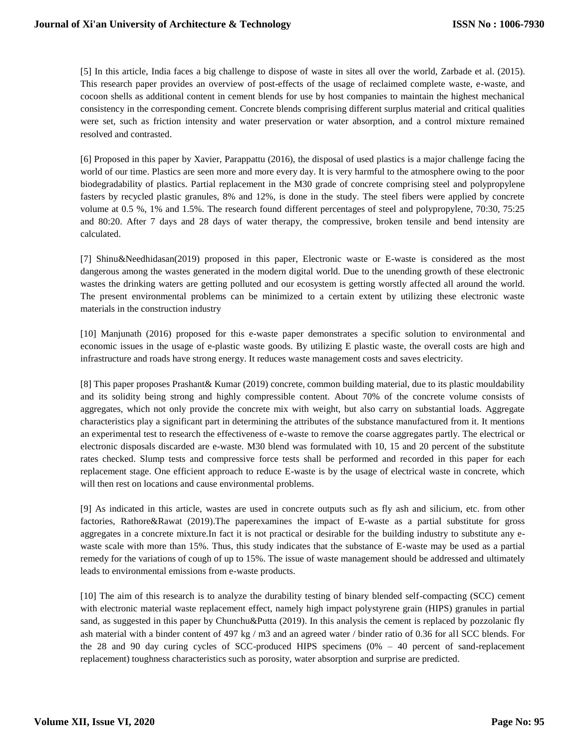[5] In this article, India faces a big challenge to dispose of waste in sites all over the world, Zarbade et al. (2015). This research paper provides an overview of post-effects of the usage of reclaimed complete waste, e-waste, and cocoon shells as additional content in cement blends for use by host companies to maintain the highest mechanical consistency in the corresponding cement. Concrete blends comprising different surplus material and critical qualities were set, such as friction intensity and water preservation or water absorption, and a control mixture remained resolved and contrasted.

[6] Proposed in this paper by Xavier, Parappattu (2016), the disposal of used plastics is a major challenge facing the world of our time. Plastics are seen more and more every day. It is very harmful to the atmosphere owing to the poor biodegradability of plastics. Partial replacement in the M30 grade of concrete comprising steel and polypropylene fasters by recycled plastic granules, 8% and 12%, is done in the study. The steel fibers were applied by concrete volume at 0.5 %, 1% and 1.5%. The research found different percentages of steel and polypropylene, 70:30, 75:25 and 80:20. After 7 days and 28 days of water therapy, the compressive, broken tensile and bend intensity are calculated.

[7] Shinu&Needhidasan(2019) proposed in this paper, Electronic waste or E-waste is considered as the most dangerous among the wastes generated in the modern digital world. Due to the unending growth of these electronic wastes the drinking waters are getting polluted and our ecosystem is getting worstly affected all around the world. The present environmental problems can be minimized to a certain extent by utilizing these electronic waste materials in the construction industry

[10] Manjunath (2016) proposed for this e-waste paper demonstrates a specific solution to environmental and economic issues in the usage of e-plastic waste goods. By utilizing E plastic waste, the overall costs are high and infrastructure and roads have strong energy. It reduces waste management costs and saves electricity.

[8] This paper proposes Prashant& Kumar (2019) concrete, common building material, due to its plastic mouldability and its solidity being strong and highly compressible content. About 70% of the concrete volume consists of aggregates, which not only provide the concrete mix with weight, but also carry on substantial loads. Aggregate characteristics play a significant part in determining the attributes of the substance manufactured from it. It mentions an experimental test to research the effectiveness of e-waste to remove the coarse aggregates partly. The electrical or electronic disposals discarded are e-waste. M30 blend was formulated with 10, 15 and 20 percent of the substitute rates checked. Slump tests and compressive force tests shall be performed and recorded in this paper for each replacement stage. One efficient approach to reduce E-waste is by the usage of electrical waste in concrete, which will then rest on locations and cause environmental problems.

[9] As indicated in this article, wastes are used in concrete outputs such as fly ash and silicium, etc. from other factories, Rathore&Rawat (2019).The paperexamines the impact of E-waste as a partial substitute for gross aggregates in a concrete mixture.In fact it is not practical or desirable for the building industry to substitute any e-waste scale with more than 15%. Thus, this study indicates that the substance of E-waste may be used as a partial remedy for the variations of cough of up to 15%. The issue of waste management should be addressed and ultimately leads to environmental emissions from e-waste products.

[10] The aim of this research is to analyze the durability testing of binary blended self-compacting (SCC) cement with electronic material waste replacement effect, namely high impact polystyrene grain (HIPS) granules in partial sand, as suggested in this paper by Chunchu&Putta (2019). In this analysis the cement is replaced by pozzolanic fly ash material with a binder content of 497 kg / m3 and an agreed water / binder ratio of 0.36 for all SCC blends. For the 28 and 90 day curing cycles of SCC-produced HIPS specimens (0% – 40 percent of sand-replacement replacement) toughness characteristics such as porosity, water absorption and surprise are predicted.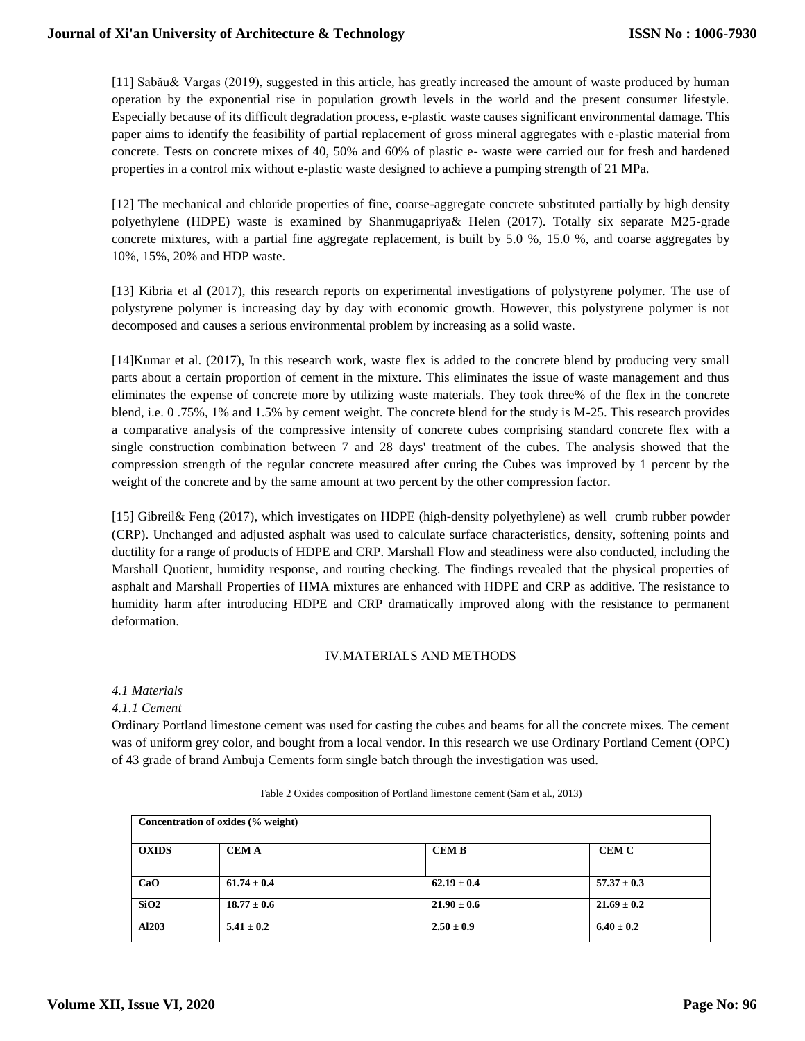[11] Sabău& Vargas (2019), suggested in this article, has greatly increased the amount of waste produced by human operation by the exponential rise in population growth levels in the world and the present consumer lifestyle. Especially because of its difficult degradation process, e-plastic waste causes significant environmental damage. This paper aims to identify the feasibility of partial replacement of gross mineral aggregates with e-plastic material from concrete. Tests on concrete mixes of 40, 50% and 60% of plastic e- waste were carried out for fresh and hardened properties in a control mix without e-plastic waste designed to achieve a pumping strength of 21 MPa.

[12] The mechanical and chloride properties of fine, coarse-aggregate concrete substituted partially by high density polyethylene (HDPE) waste is examined by Shanmugapriya& Helen (2017). Totally six separate M25-grade concrete mixtures, with a partial fine aggregate replacement, is built by 5.0 %, 15.0 %, and coarse aggregates by 10%, 15%, 20% and HDP waste.

[13] Kibria et al (2017), this research reports on experimental investigations of polystyrene polymer. The use of polystyrene polymer is increasing day by day with economic growth. However, this polystyrene polymer is not decomposed and causes a serious environmental problem by increasing as a solid waste.

[14]Kumar et al. (2017), In this research work, waste flex is added to the concrete blend by producing very small parts about a certain proportion of cement in the mixture. This eliminates the issue of waste management and thus eliminates the expense of concrete more by utilizing waste materials. They took three% of the flex in the concrete blend, i.e. 0 .75%, 1% and 1.5% by cement weight. The concrete blend for the study is M-25. This research provides a comparative analysis of the compressive intensity of concrete cubes comprising standard concrete flex with a single construction combination between 7 and 28 days' treatment of the cubes. The analysis showed that the compression strength of the regular concrete measured after curing the Cubes was improved by 1 percent by the weight of the concrete and by the same amount at two percent by the other compression factor.

[15] Gibreil& Feng (2017), which investigates on HDPE (high-density polyethylene) as well crumb rubber powder (CRP). Unchanged and adjusted asphalt was used to calculate surface characteristics, density, softening points and ductility for a range of products of HDPE and CRP. Marshall Flow and steadiness were also conducted, including the Marshall Quotient, humidity response, and routing checking. The findings revealed that the physical properties of asphalt and Marshall Properties of HMA mixtures are enhanced with HDPE and CRP as additive. The resistance to humidity harm after introducing HDPE and CRP dramatically improved along with the resistance to permanent deformation.

## IV.MATERIALS AND METHODS

### *4.1 Materials*

#### *4.1.1 Cement*

Ordinary Portland limestone cement was used for casting the cubes and beams for all the concrete mixes. The cement was of uniform grey color, and bought from a local vendor. In this research we use Ordinary Portland Cement (OPC) of 43 grade of brand Ambuja Cements form single batch through the investigation was used.

Table 2 Oxides composition of Portland limestone cement (Sam et al., 2013)

| **Concentration of oxides (% weight)** | | | |
|---|---|---|---|
| **OXIDS** | **CEM A** | **CEM B** | **CEM C** |
| **CaO** | **61.74 ± 0.4** | **62.19 ± 0.4** | **57.37 ± 0.3** |
| **SiO2** | **18.77 ± 0.6** | **21.90 ± 0.6** | **21.69 ± 0.2** |
| **Al203** | **5.41 ± 0.2** | **2.50 ± 0.9** | **6.40 ± 0.2** |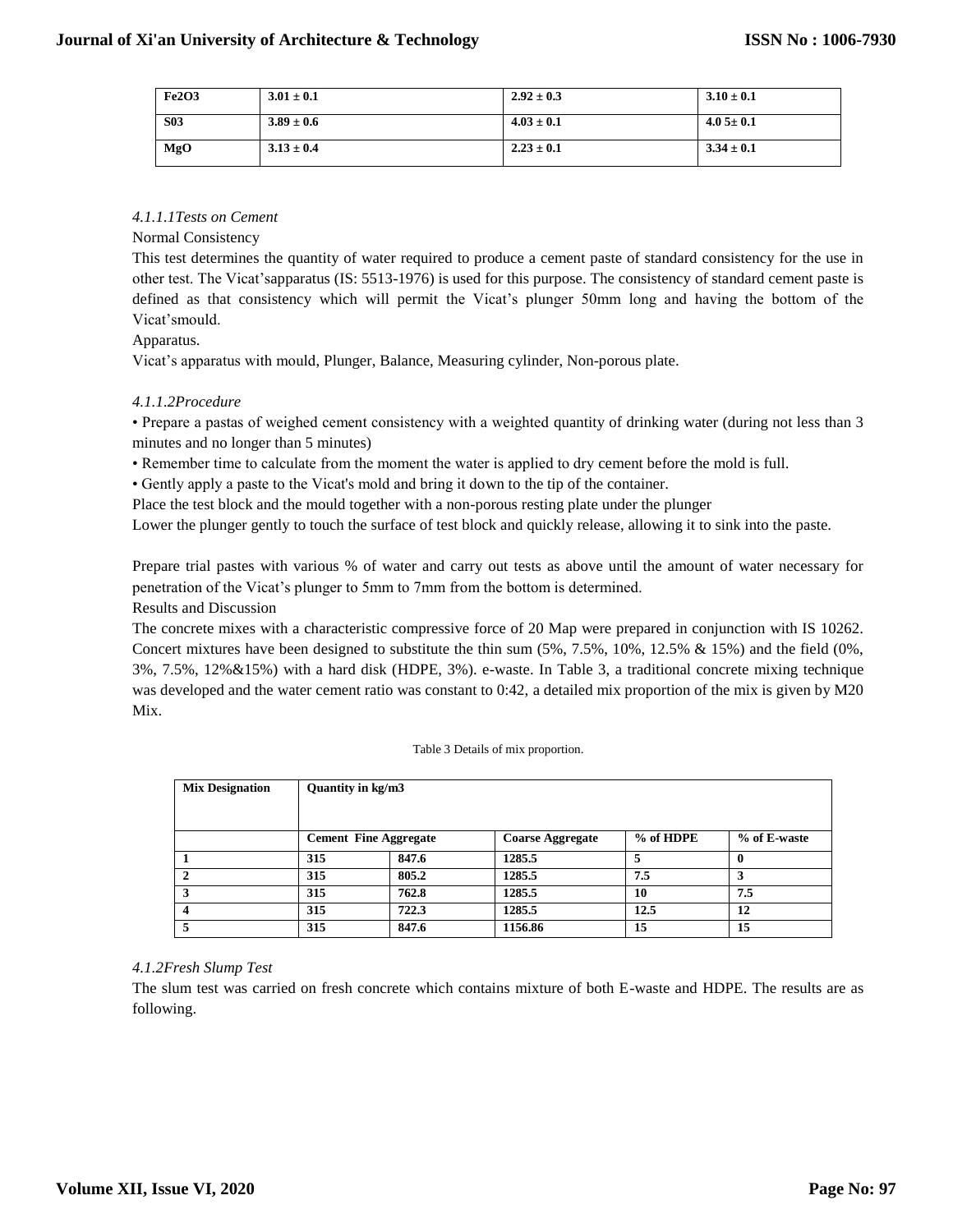| Fe2O3 | 3.01 ± 0.1 | 2.92 ± 0.3 | 3.10 ± 0.1 |
|---|---|---|---|
| S03 | 3.89 ± 0.6 | 4.03 ± 0.1 | 4.0 5± 0.1 |
| MgO | 3.13 ± 0.4 | 2.23 ± 0.1 | 3.34 ± 0.1 |

*4.1.1.1Tests on Cement*

Normal Consistency

This test determines the quantity of water required to produce a cement paste of standard consistency for the use in other test. The Vicat'sapparatus (IS: 5513-1976) is used for this purpose. The consistency of standard cement paste is defined as that consistency which will permit the Vicat's plunger 50mm long and having the bottom of the Vicat'smould.

Apparatus.

Vicat's apparatus with mould, Plunger, Balance, Measuring cylinder, Non-porous plate.

*4.1.1.2Procedure*

• Prepare a pastas of weighed cement consistency with a weighted quantity of drinking water (during not less than 3 minutes and no longer than 5 minutes)

• Remember time to calculate from the moment the water is applied to dry cement before the mold is full.

• Gently apply a paste to the Vicat's mold and bring it down to the tip of the container.

Place the test block and the mould together with a non-porous resting plate under the plunger

Lower the plunger gently to touch the surface of test block and quickly release, allowing it to sink into the paste.

Prepare trial pastes with various % of water and carry out tests as above until the amount of water necessary for penetration of the Vicat's plunger to 5mm to 7mm from the bottom is determined.

Results and Discussion

The concrete mixes with a characteristic compressive force of 20 Map were prepared in conjunction with IS 10262. Concert mixtures have been designed to substitute the thin sum (5%, 7.5%, 10%, 12.5% & 15%) and the field (0%, 3%, 7.5%, 12%&15%) with a hard disk (HDPE, 3%). e-waste. In Table 3, a traditional concrete mixing technique was developed and the water cement ratio was constant to 0:42, a detailed mix proportion of the mix is given by M20 Mix.

Table 3 Details of mix proportion.

| Mix Designation | Quantity in kg/m3 | | | | |
|---|---|---|---|---|---|
| | Cement | Fine Aggregate | Coarse Aggregate | % of HDPE | % of E-waste |
| 1 | 315 | 847.6 | 1285.5 | 5 | 0 |
| 2 | 315 | 805.2 | 1285.5 | 7.5 | 3 |
| 3 | 315 | 762.8 | 1285.5 | 10 | 7.5 |
| 4 | 315 | 722.3 | 1285.5 | 12.5 | 12 |
| 5 | 315 | 847.6 | 1156.86 | 15 | 15 |

*4.1.2Fresh Slump Test*

The slum test was carried on fresh concrete which contains mixture of both E-waste and HDPE. The results are as following.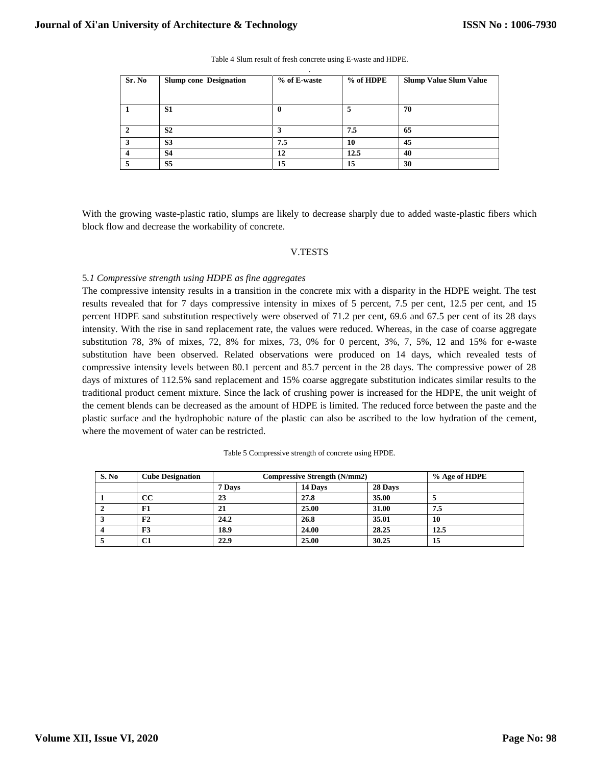Table 4 Slum result of fresh concrete using E-waste and HDPE.

| Sr. No | Slump cone Designation | % of E-waste | % of HDPE | Slump Value Slum Value |
|---|---|---|---|---|
| 1 | S1 | 0 | 5 | 70 |
| 2 | S2 | 3 | 7.5 | 65 |
| 3 | S3 | 7.5 | 10 | 45 |
| 4 | S4 | 12 | 12.5 | 40 |
| 5 | S5 | 15 | 15 | 30 |

With the growing waste-plastic ratio, slumps are likely to decrease sharply due to added waste-plastic fibers which block flow and decrease the workability of concrete.

## V.TESTS

### 5.*1 Compressive strength using HDPE as fine aggregates*

The compressive intensity results in a transition in the concrete mix with a disparity in the HDPE weight. The test results revealed that for 7 days compressive intensity in mixes of 5 percent, 7.5 per cent, 12.5 per cent, and 15 percent HDPE sand substitution respectively were observed of 71.2 per cent, 69.6 and 67.5 per cent of its 28 days intensity. With the rise in sand replacement rate, the values were reduced. Whereas, in the case of coarse aggregate substitution 78, 3% of mixes, 72, 8% for mixes, 73, 0% for 0 percent, 3%, 7, 5%, 12 and 15% for e-waste substitution have been observed. Related observations were produced on 14 days, which revealed tests of compressive intensity levels between 80.1 percent and 85.7 percent in the 28 days. The compressive power of 28 days of mixtures of 112.5% sand replacement and 15% coarse aggregate substitution indicates similar results to the traditional product cement mixture. Since the lack of crushing power is increased for the HDPE, the unit weight of the cement blends can be decreased as the amount of HDPE is limited. The reduced force between the paste and the plastic surface and the hydrophobic nature of the plastic can also be ascribed to the low hydration of the cement, where the movement of water can be restricted.

Table 5 Compressive strength of concrete using HPDE.

| S. No | Cube Designation | Compressive Strength (N/mm2) | | | % Age of HDPE |
|---|---|---|---|---|---|
| | | 7 Days | 14 Days | 28 Days | |
| 1 | CC | 23 | 27.8 | 35.00 | 5 |
| 2 | F1 | 21 | 25.00 | 31.00 | 7.5 |
| 3 | F2 | 24.2 | 26.8 | 35.01 | 10 |
| 4 | F3 | 18.9 | 24.00 | 28.25 | 12.5 |
| 5 | C1 | 22.9 | 25.00 | 30.25 | 15 |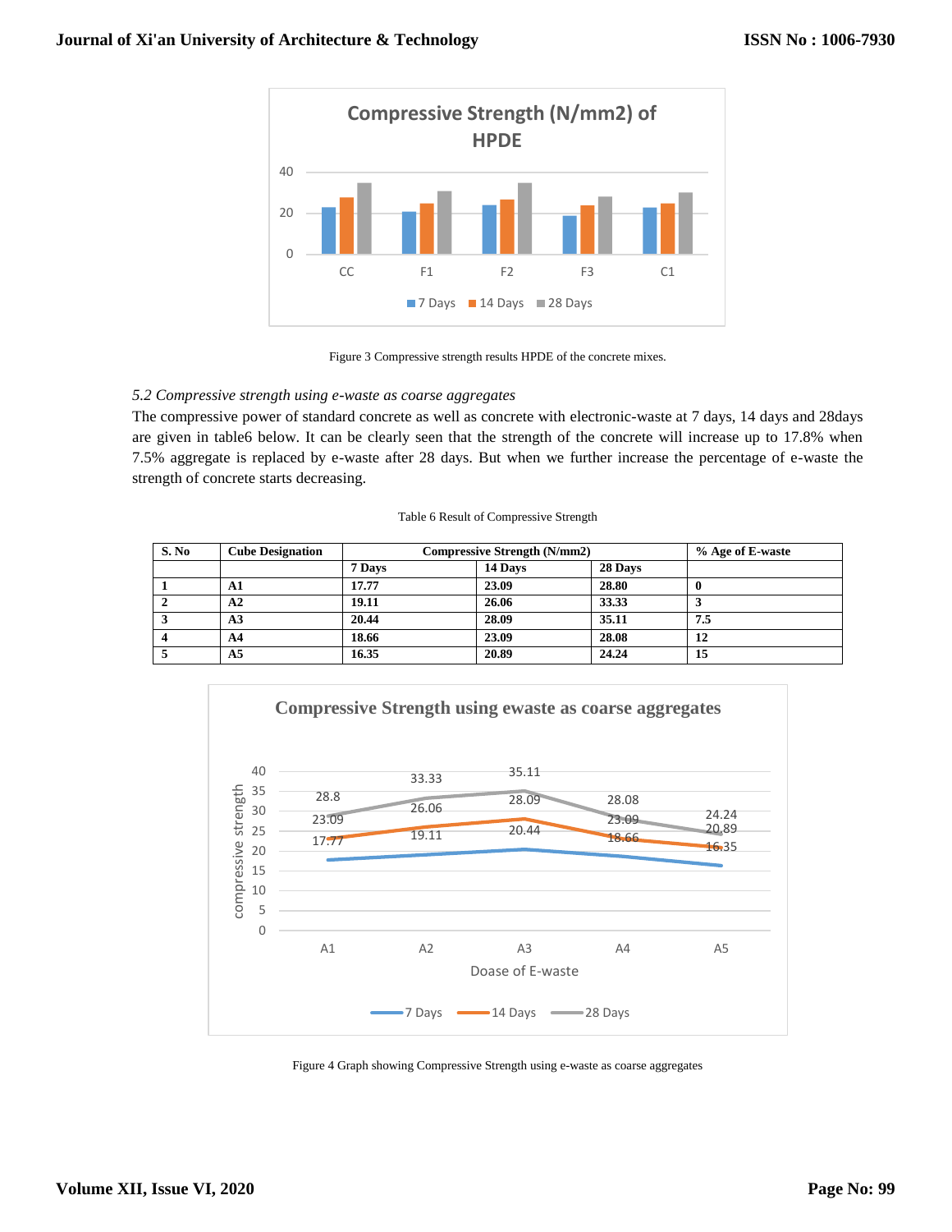Figure 3 Compressive strength results HPDE of the concrete mixes.

*5.2 Compressive strength using e-waste as coarse aggregates*

The compressive power of standard concrete as well as concrete with electronic-waste at 7 days, 14 days and 28days are given in table6 below. It can be clearly seen that the strength of the concrete will increase up to 17.8% when 7.5% aggregate is replaced by e-waste after 28 days. But when we further increase the percentage of e-waste the strength of concrete starts decreasing.

Table 6 Result of Compressive Strength

| S. No | Cube Designation | Compressive Strength (N/mm2) | | | % Age of E-waste |
|---|---|---|---|---|---|
| | | 7 Days | 14 Days | 28 Days | |
| 1 | A1 | 17.77 | 23.09 | 28.80 | 0 |
| 2 | A2 | 19.11 | 26.06 | 33.33 | 3 |
| 3 | A3 | 20.44 | 28.09 | 35.11 | 7.5 |
| 4 | A4 | 18.66 | 23.09 | 28.08 | 12 |
| 5 | A5 | 16.35 | 20.89 | 24.24 | 15 |

Figure 4 Graph showing Compressive Strength using e-waste as coarse aggregates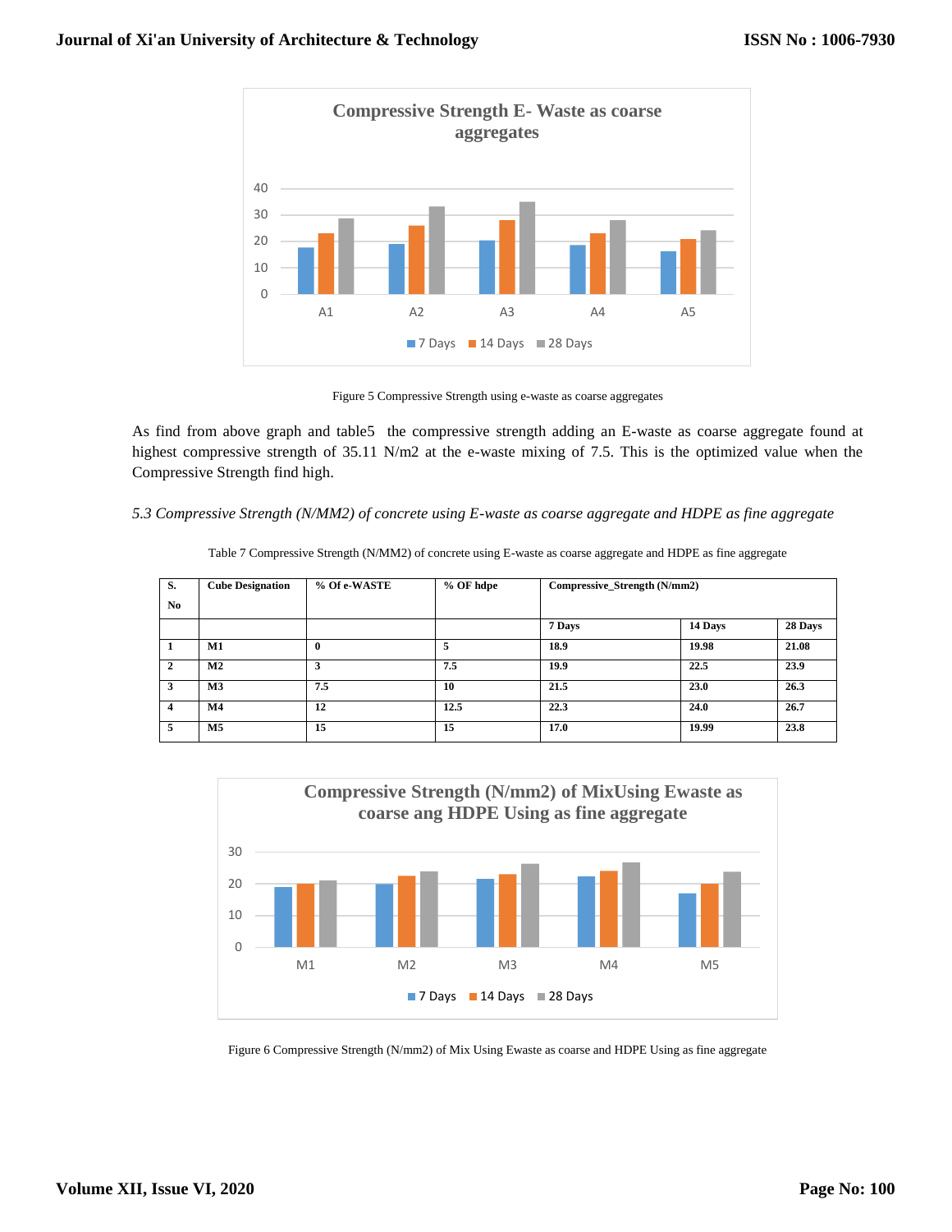Figure 5 Compressive Strength using e-waste as coarse aggregates

As find from above graph and table5 the compressive strength adding an E-waste as coarse aggregate found at highest compressive strength of 35.11 N/m2 at the e-waste mixing of 7.5. This is the optimized value when the Compressive Strength find high.

*5.3 Compressive Strength (N/MM2) of concrete using E-waste as coarse aggregate and HDPE as fine aggregate*

Table 7 Compressive Strength (N/MM2) of concrete using E-waste as coarse aggregate and HDPE as fine aggregate

| S. No | Cube Designation | % Of e-WASTE | % OF hdpe | Compressive_Strength (N/mm2) | | |
|---|---|---|---|---|---|---|
| | | | | 7 Days | 14 Days | 28 Days |
| 1 | M1 | 0 | 5 | 18.9 | 19.98 | 21.08 |
| 2 | M2 | 3 | 7.5 | 19.9 | 22.5 | 23.9 |
| 3 | M3 | 7.5 | 10 | 21.5 | 23.0 | 26.3 |
| 4 | M4 | 12 | 12.5 | 22.3 | 24.0 | 26.7 |
| 5 | M5 | 15 | 15 | 17.0 | 19.99 | 23.8 |

Figure 6 Compressive Strength (N/mm2) of Mix Using Ewaste as coarse and HDPE Using as fine aggregate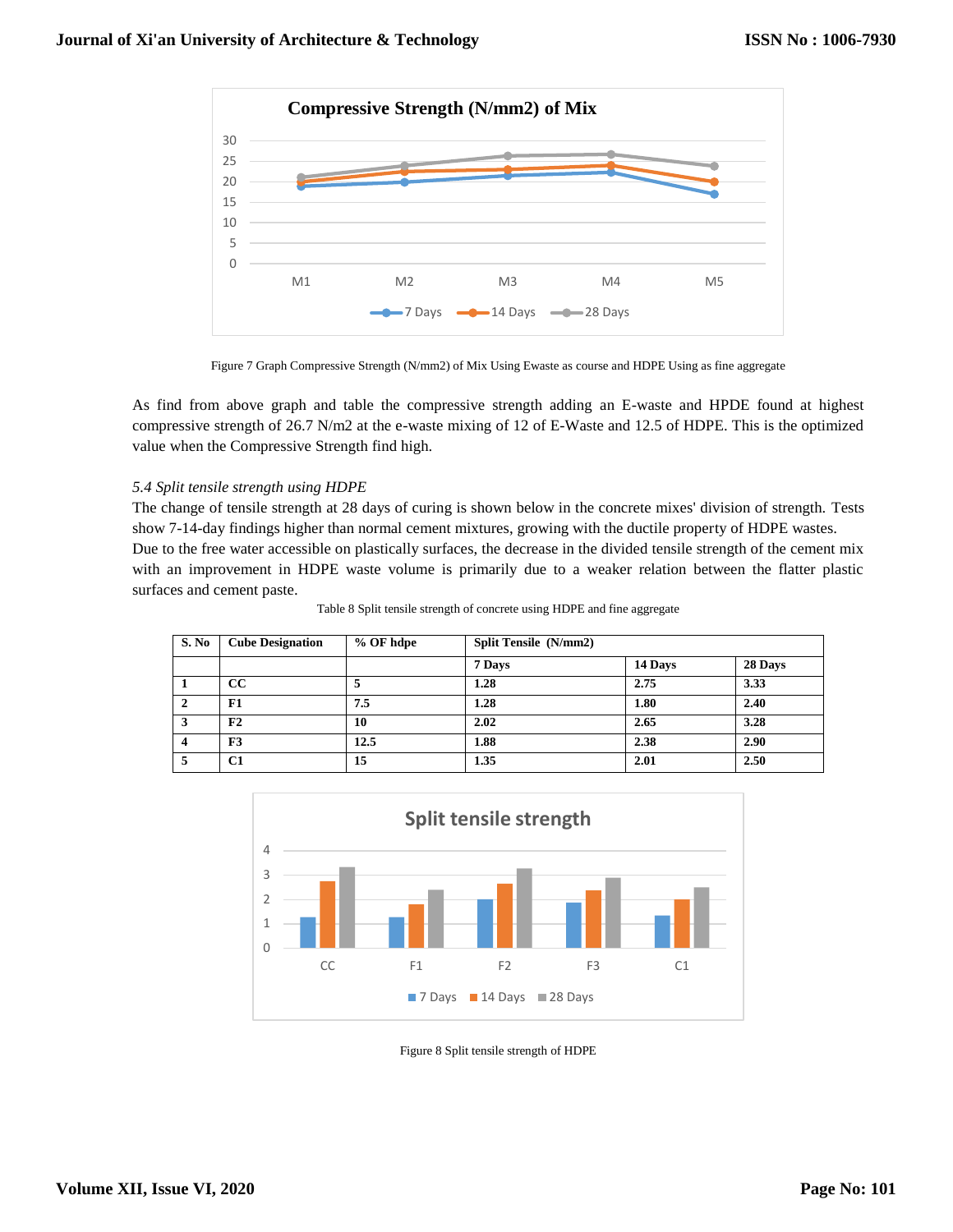Figure 7 Graph Compressive Strength (N/mm2) of Mix Using Ewaste as course and HDPE Using as fine aggregate

As find from above graph and table the compressive strength adding an E-waste and HPDE found at highest compressive strength of 26.7 N/m2 at the e-waste mixing of 12 of E-Waste and 12.5 of HDPE. This is the optimized value when the Compressive Strength find high.

*5.4 Split tensile strength using HDPE*

The change of tensile strength at 28 days of curing is shown below in the concrete mixes' division of strength. Tests show 7-14-day findings higher than normal cement mixtures, growing with the ductile property of HDPE wastes.
Due to the free water accessible on plastically surfaces, the decrease in the divided tensile strength of the cement mix with an improvement in HDPE waste volume is primarily due to a weaker relation between the flatter plastic surfaces and cement paste.

Table 8 Split tensile strength of concrete using HDPE and fine aggregate

| S. No | Cube Designation | % OF hdpe | Split Tensile (N/mm2) | | |
|---|---|---|---|---|---|
| | | | 7 Days | 14 Days | 28 Days |
| 1 | CC | 5 | 1.28 | 2.75 | 3.33 |
| 2 | F1 | 7.5 | 1.28 | 1.80 | 2.40 |
| 3 | F2 | 10 | 2.02 | 2.65 | 3.28 |
| 4 | F3 | 12.5 | 1.88 | 2.38 | 2.90 |
| 5 | C1 | 15 | 1.35 | 2.01 | 2.50 |

Figure 8 Split tensile strength of HDPE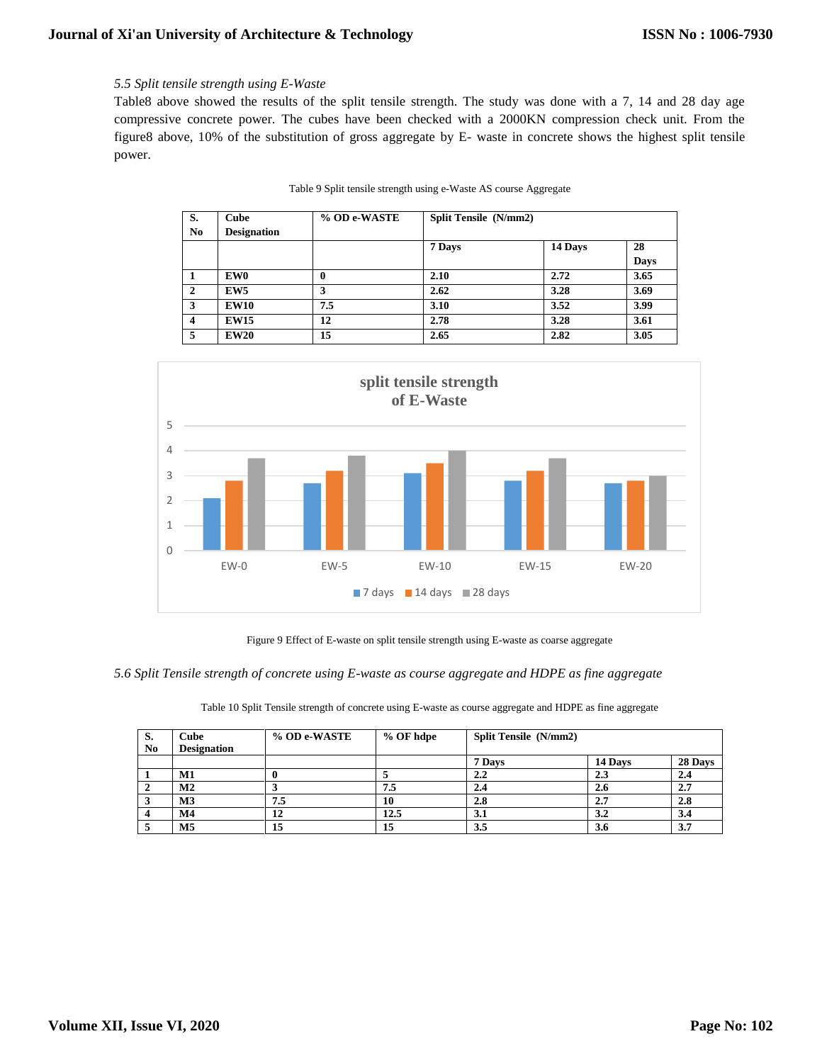*5.5 Split tensile strength using E-Waste*

Table8 above showed the results of the split tensile strength. The study was done with a 7, 14 and 28 day age compressive concrete power. The cubes have been checked with a 2000KN compression check unit. From the figure8 above, 10% of the substitution of gross aggregate by E- waste in concrete shows the highest split tensile power.

Table 9 Split tensile strength using e-Waste AS course Aggregate

| S. No | Cube Designation | % OD e-WASTE | Split Tensile (N/mm2) | | |
|---|---|---|---|---|---|
| | | | 7 Days | 14 Days | 28 Days |
| 1 | EW0 | 0 | 2.10 | 2.72 | 3.65 |
| 2 | EW5 | 3 | 2.62 | 3.28 | 3.69 |
| 3 | EW10 | 7.5 | 3.10 | 3.52 | 3.99 |
| 4 | EW15 | 12 | 2.78 | 3.28 | 3.61 |
| 5 | EW20 | 15 | 2.65 | 2.82 | 3.05 |

Figure 9 Effect of E-waste on split tensile strength using E-waste as coarse aggregate

*5.6 Split Tensile strength of concrete using E-waste as course aggregate and HDPE as fine aggregate*

Table 10 Split Tensile strength of concrete using E-waste as course aggregate and HDPE as fine aggregate

| S. No | Cube Designation | % OD e-WASTE | % OF hdpe | Split Tensile (N/mm2) | | |
|---|---|---|---|---|---|---|
| | | | | 7 Days | 14 Days | 28 Days |
| 1 | M1 | 0 | 5 | 2.2 | 2.3 | 2.4 |
| 2 | M2 | 3 | 7.5 | 2.4 | 2.6 | 2.7 |
| 3 | M3 | 7.5 | 10 | 2.8 | 2.7 | 2.8 |
| 4 | M4 | 12 | 12.5 | 3.1 | 3.2 | 3.4 |
| 5 | M5 | 15 | 15 | 3.5 | 3.6 | 3.7 |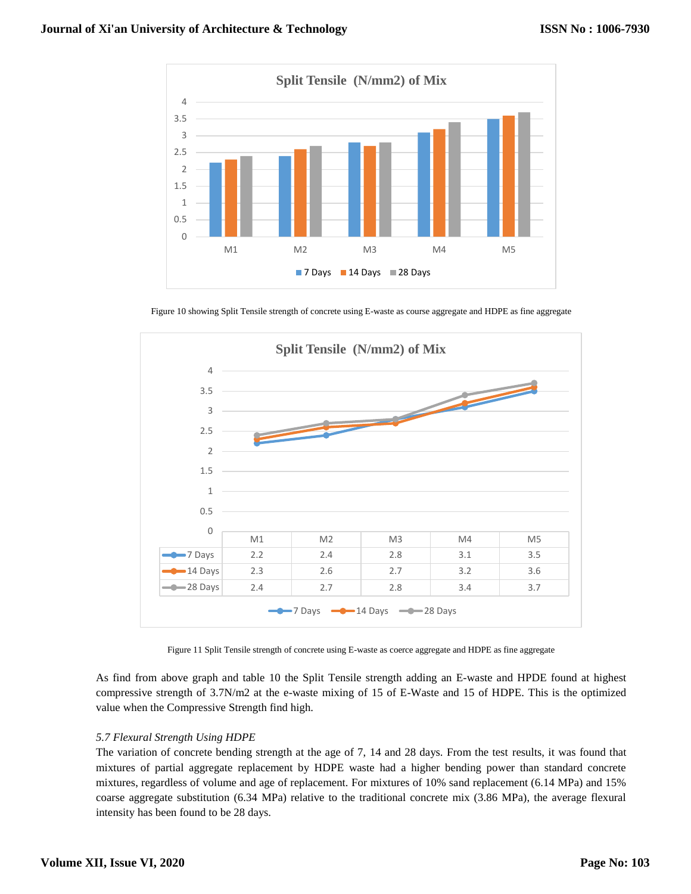Figure 10 showing Split Tensile strength of concrete using E-waste as course aggregate and HDPE as fine aggregate

| | M1 | M2 | M3 | M4 | M5 |
|---|---|---|---|---|---|
| 7 Days | 2.2 | 2.4 | 2.8 | 3.1 | 3.5 |
| 14 Days | 2.3 | 2.6 | 2.7 | 3.2 | 3.6 |
| 28 Days | 2.4 | 2.7 | 2.8 | 3.4 | 3.7 |

Figure 11 Split Tensile strength of concrete using E-waste as coerce aggregate and HDPE as fine aggregate

As find from above graph and table 10 the Split Tensile strength adding an E-waste and HPDE found at highest compressive strength of 3.7N/m2 at the e-waste mixing of 15 of E-Waste and 15 of HDPE. This is the optimized value when the Compressive Strength find high.

### *5.7 Flexural Strength Using HDPE*

The variation of concrete bending strength at the age of 7, 14 and 28 days. From the test results, it was found that mixtures of partial aggregate replacement by HDPE waste had a higher bending power than standard concrete mixtures, regardless of volume and age of replacement. For mixtures of 10% sand replacement (6.14 MPa) and 15% coarse aggregate substitution (6.34 MPa) relative to the traditional concrete mix (3.86 MPa), the average flexural intensity has been found to be 28 days.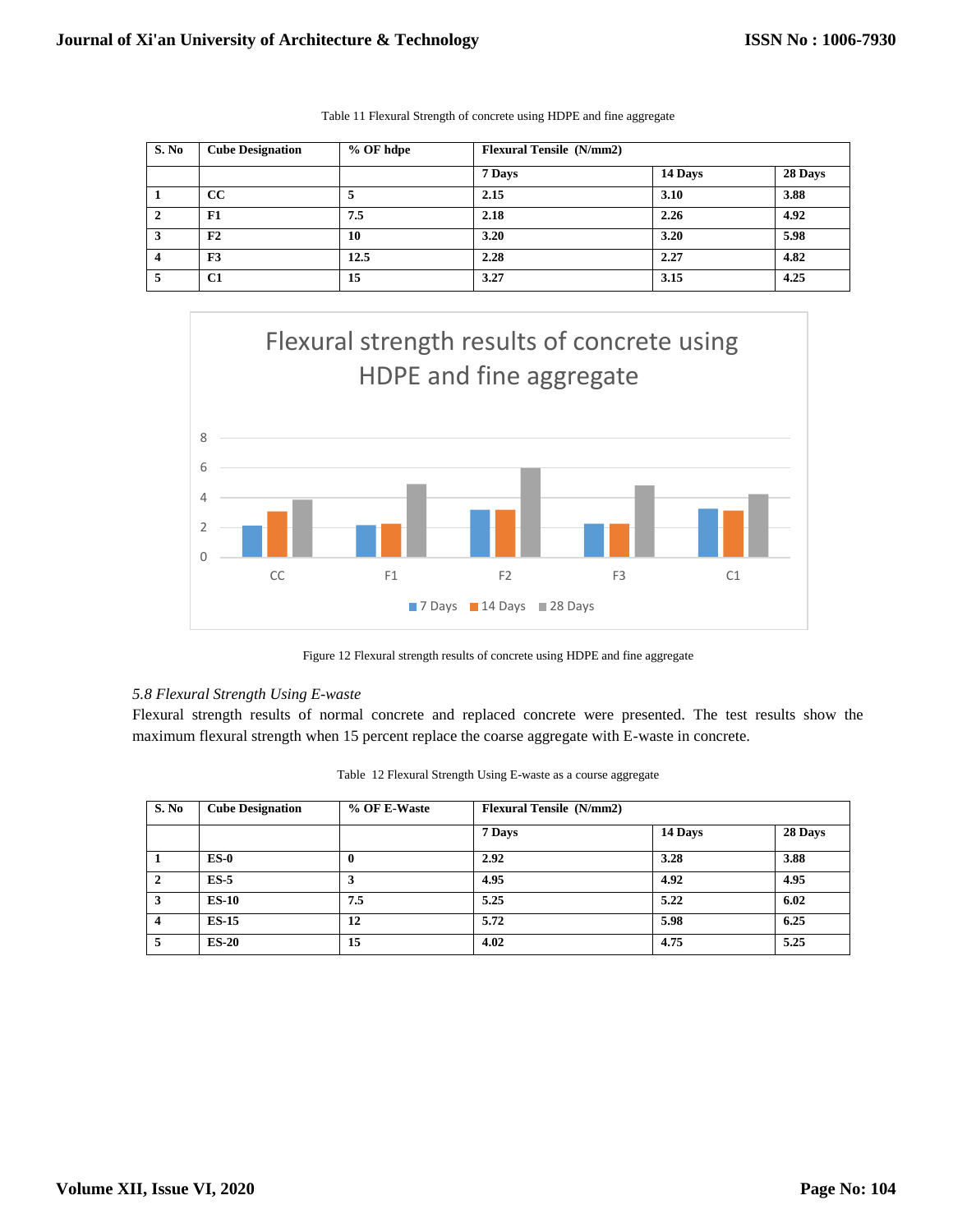Table 11 Flexural Strength of concrete using HDPE and fine aggregate

| S. No | Cube Designation | % OF hdpe | Flexural Tensile (N/mm2) | | |
|---|---|---|---|---|---|
| | | | 7 Days | 14 Days | 28 Days |
| 1 | CC | 5 | 2.15 | 3.10 | 3.88 |
| 2 | F1 | 7.5 | 2.18 | 2.26 | 4.92 |
| 3 | F2 | 10 | 3.20 | 3.20 | 5.98 |
| 4 | F3 | 12.5 | 2.28 | 2.27 | 4.82 |
| 5 | C1 | 15 | 3.27 | 3.15 | 4.25 |

Figure 12 Flexural strength results of concrete using HDPE and fine aggregate

*5.8 Flexural Strength Using E-waste*

Flexural strength results of normal concrete and replaced concrete were presented. The test results show the maximum flexural strength when 15 percent replace the coarse aggregate with E-waste in concrete.

Table 12 Flexural Strength Using E-waste as a course aggregate

| S. No | Cube Designation | % OF E-Waste | Flexural Tensile (N/mm2) | | |
|---|---|---|---|---|---|
| | | | 7 Days | 14 Days | 28 Days |
| 1 | ES-0 | 0 | 2.92 | 3.28 | 3.88 |
| 2 | ES-5 | 3 | 4.95 | 4.92 | 4.95 |
| 3 | ES-10 | 7.5 | 5.25 | 5.22 | 6.02 |
| 4 | ES-15 | 12 | 5.72 | 5.98 | 6.25 |
| 5 | ES-20 | 15 | 4.02 | 4.75 | 5.25 |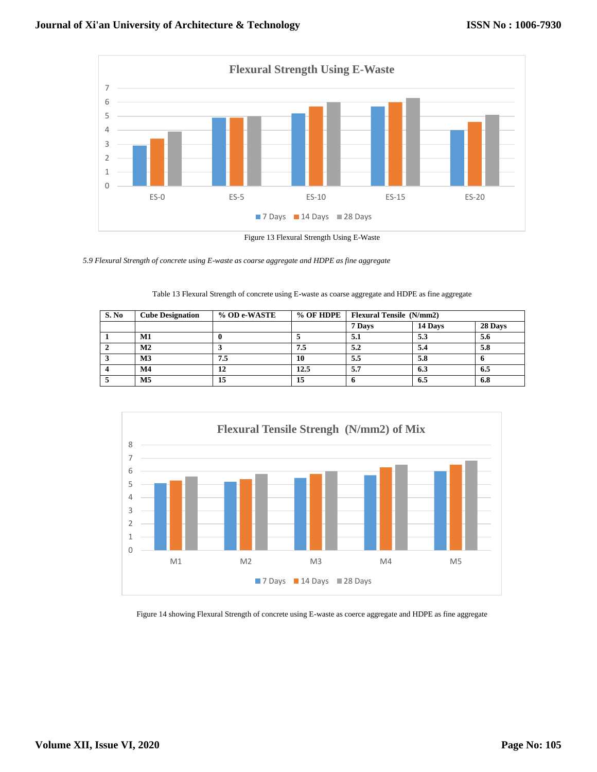Figure 13 Flexural Strength Using E-Waste

*5.9 Flexural Strength of concrete using E-waste as coarse aggregate and HDPE as fine aggregate*

Table 13 Flexural Strength of concrete using E-waste as coarse aggregate and HDPE as fine aggregate

| S. No | Cube Designation | % OD e-WASTE | % OF HDPE | Flexural Tensile (N/mm2) | | |
|---|---|---|---|---|---|---|
| | | | | 7 Days | 14 Days | 28 Days |
| 1 | M1 | 0 | 5 | 5.1 | 5.3 | 5.6 |
| 2 | M2 | 3 | 7.5 | 5.2 | 5.4 | 5.8 |
| 3 | M3 | 7.5 | 10 | 5.5 | 5.8 | 6 |
| 4 | M4 | 12 | 12.5 | 5.7 | 6.3 | 6.5 |
| 5 | M5 | 15 | 15 | 6 | 6.5 | 6.8 |

Figure 14 showing Flexural Strength of concrete using E-waste as coerce aggregate and HDPE as fine aggregate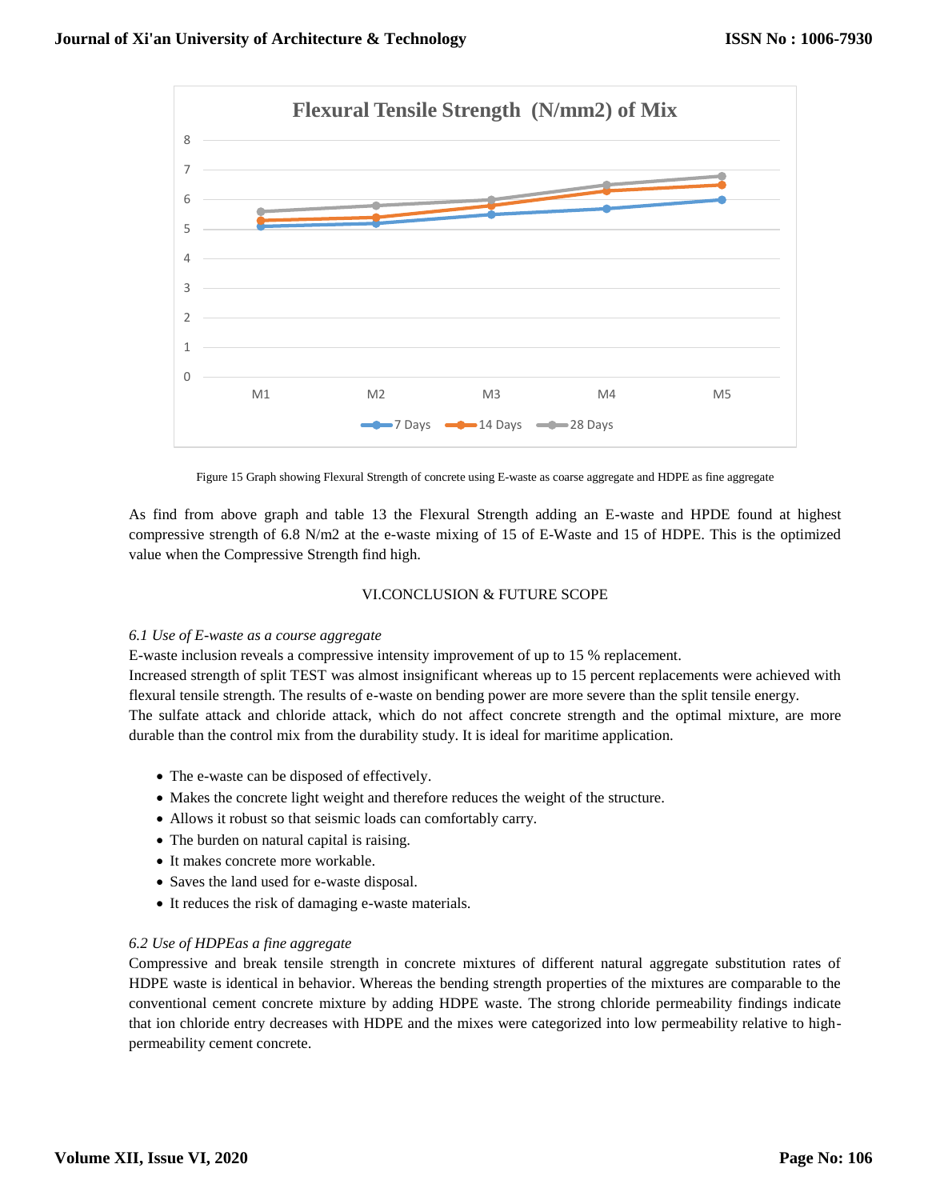Figure 15 Graph showing Flexural Strength of concrete using E-waste as coarse aggregate and HDPE as fine aggregate

As find from above graph and table 13 the Flexural Strength adding an E-waste and HPDE found at highest compressive strength of 6.8 N/m2 at the e-waste mixing of 15 of E-Waste and 15 of HDPE. This is the optimized value when the Compressive Strength find high.

## VI.CONCLUSION & FUTURE SCOPE

### *6.1 Use of E-waste as a course aggregate*

E-waste inclusion reveals a compressive intensity improvement of up to 15 % replacement.

Increased strength of split TEST was almost insignificant whereas up to 15 percent replacements were achieved with flexural tensile strength. The results of e-waste on bending power are more severe than the split tensile energy.

The sulfate attack and chloride attack, which do not affect concrete strength and the optimal mixture, are more durable than the control mix from the durability study. It is ideal for maritime application.

- The e-waste can be disposed of effectively.
- Makes the concrete light weight and therefore reduces the weight of the structure.
- Allows it robust so that seismic loads can comfortably carry.
- The burden on natural capital is raising.
- It makes concrete more workable.
- Saves the land used for e-waste disposal.
- It reduces the risk of damaging e-waste materials.

### *6.2 Use of HDPEas a fine aggregate*

Compressive and break tensile strength in concrete mixtures of different natural aggregate substitution rates of HDPE waste is identical in behavior. Whereas the bending strength properties of the mixtures are comparable to the conventional cement concrete mixture by adding HDPE waste. The strong chloride permeability findings indicate that ion chloride entry decreases with HDPE and the mixes were categorized into low permeability relative to high-permeability cement concrete.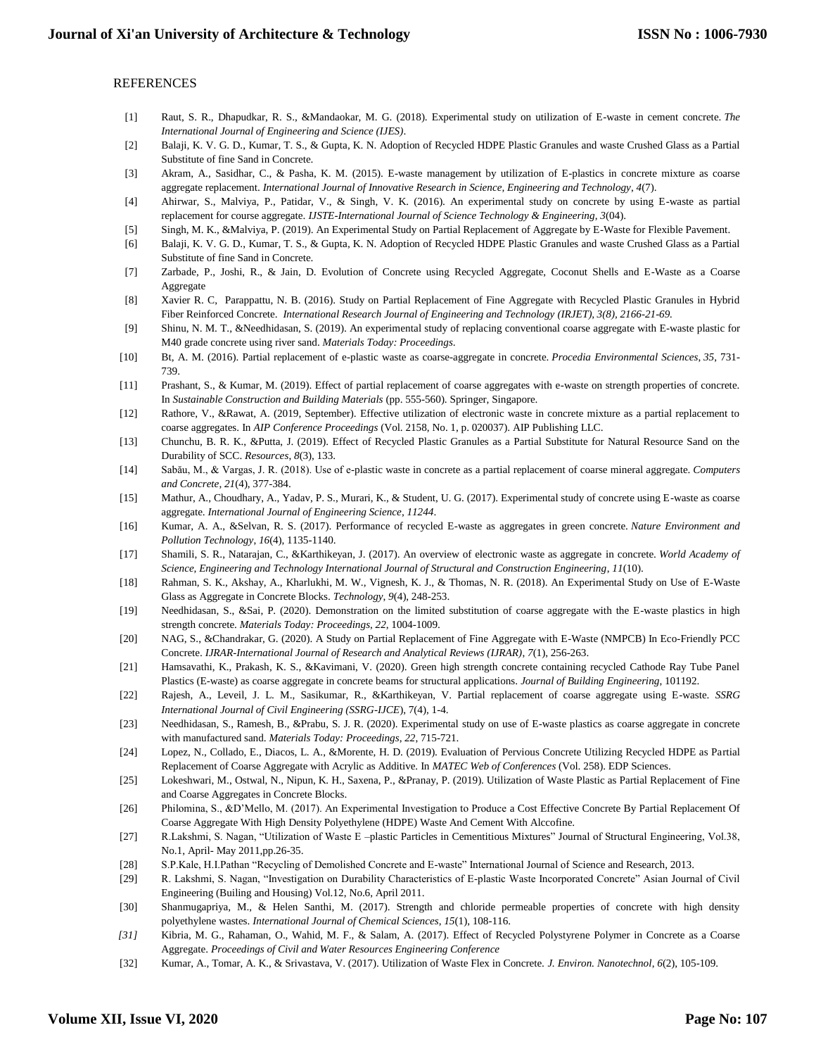## REFERENCES

[1] Raut, S. R., Dhapudkar, R. S., &Mandaokar, M. G. (2018). Experimental study on utilization of E-waste in cement concrete. *The International Journal of Engineering and Science (IJES)*.

[2] Balaji, K. V. G. D., Kumar, T. S., & Gupta, K. N. Adoption of Recycled HDPE Plastic Granules and waste Crushed Glass as a Partial Substitute of fine Sand in Concrete.

[3] Akram, A., Sasidhar, C., & Pasha, K. M. (2015). E-waste management by utilization of E-plastics in concrete mixture as coarse aggregate replacement. *International Journal of Innovative Research in Science, Engineering and Technology*, *4*(7).

[4] Ahirwar, S., Malviya, P., Patidar, V., & Singh, V. K. (2016). An experimental study on concrete by using E-waste as partial replacement for course aggregate. *IJSTE-International Journal of Science Technology & Engineering*, *3*(04).

[5] Singh, M. K., &Malviya, P. (2019). An Experimental Study on Partial Replacement of Aggregate by E-Waste for Flexible Pavement.

[6] Balaji, K. V. G. D., Kumar, T. S., & Gupta, K. N. Adoption of Recycled HDPE Plastic Granules and waste Crushed Glass as a Partial Substitute of fine Sand in Concrete.

[7] Zarbade, P., Joshi, R., & Jain, D. Evolution of Concrete using Recycled Aggregate, Coconut Shells and E-Waste as a Coarse Aggregate

[8] Xavier R. C, Parappattu, N. B. (2016). Study on Partial Replacement of Fine Aggregate with Recycled Plastic Granules in Hybrid Fiber Reinforced Concrete. *International Research Journal of Engineering and Technology (IRJET), 3(8), 2166-21-69.*

[9] Shinu, N. M. T., &Needhidasan, S. (2019). An experimental study of replacing conventional coarse aggregate with E-waste plastic for M40 grade concrete using river sand. *Materials Today: Proceedings*.

[10] Bt, A. M. (2016). Partial replacement of e-plastic waste as coarse-aggregate in concrete. *Procedia Environmental Sciences*, *35*, 731-739.

[11] Prashant, S., & Kumar, M. (2019). Effect of partial replacement of coarse aggregates with e-waste on strength properties of concrete. In *Sustainable Construction and Building Materials* (pp. 555-560). Springer, Singapore.

[12] Rathore, V., &Rawat, A. (2019, September). Effective utilization of electronic waste in concrete mixture as a partial replacement to coarse aggregates. In *AIP Conference Proceedings* (Vol. 2158, No. 1, p. 020037). AIP Publishing LLC.

[13] Chunchu, B. R. K., &Putta, J. (2019). Effect of Recycled Plastic Granules as a Partial Substitute for Natural Resource Sand on the Durability of SCC. *Resources*, *8*(3), 133.

[14] Sabău, M., & Vargas, J. R. (2018). Use of e-plastic waste in concrete as a partial replacement of coarse mineral aggregate. *Computers and Concrete*, *21*(4), 377-384.

[15] Mathur, A., Choudhary, A., Yadav, P. S., Murari, K., & Student, U. G. (2017). Experimental study of concrete using E-waste as coarse aggregate. *International Journal of Engineering Science*, *11244*.

[16] Kumar, A. A., &Selvan, R. S. (2017). Performance of recycled E-waste as aggregates in green concrete. *Nature Environment and Pollution Technology*, *16*(4), 1135-1140.

[17] Shamili, S. R., Natarajan, C., &Karthikeyan, J. (2017). An overview of electronic waste as aggregate in concrete. *World Academy of Science, Engineering and Technology International Journal of Structural and Construction Engineering*, *11*(10).

[18] Rahman, S. K., Akshay, A., Kharlukhi, M. W., Vignesh, K. J., & Thomas, N. R. (2018). An Experimental Study on Use of E-Waste Glass as Aggregate in Concrete Blocks. *Technology*, *9*(4), 248-253.

[19] Needhidasan, S., &Sai, P. (2020). Demonstration on the limited substitution of coarse aggregate with the E-waste plastics in high strength concrete. *Materials Today: Proceedings*, *22*, 1004-1009.

[20] NAG, S., &Chandrakar, G. (2020). A Study on Partial Replacement of Fine Aggregate with E-Waste (NMPCB) In Eco-Friendly PCC Concrete. *IJRAR-International Journal of Research and Analytical Reviews (IJRAR)*, *7*(1), 256-263.

[21] Hamsavathi, K., Prakash, K. S., &Kavimani, V. (2020). Green high strength concrete containing recycled Cathode Ray Tube Panel Plastics (E-waste) as coarse aggregate in concrete beams for structural applications. *Journal of Building Engineering*, 101192.

[22] Rajesh, A., Leveil, J. L. M., Sasikumar, R., &Karthikeyan, V. Partial replacement of coarse aggregate using E-waste. *SSRG International Journal of Civil Engineering (SSRG-IJCE*), 7(4), 1-4.

[23] Needhidasan, S., Ramesh, B., &Prabu, S. J. R. (2020). Experimental study on use of E-waste plastics as coarse aggregate in concrete with manufactured sand. *Materials Today: Proceedings*, *22*, 715-721.

[24] Lopez, N., Collado, E., Diacos, L. A., &Morente, H. D. (2019). Evaluation of Pervious Concrete Utilizing Recycled HDPE as Partial Replacement of Coarse Aggregate with Acrylic as Additive. In *MATEC Web of Conferences* (Vol. 258). EDP Sciences.

[25] Lokeshwari, M., Ostwal, N., Nipun, K. H., Saxena, P., &Pranay, P. (2019). Utilization of Waste Plastic as Partial Replacement of Fine and Coarse Aggregates in Concrete Blocks.

[26] Philomina, S., &D'Mello, M. (2017). An Experimental Investigation to Produce a Cost Effective Concrete By Partial Replacement Of Coarse Aggregate With High Density Polyethylene (HDPE) Waste And Cement With Alccofine.

[27] R.Lakshmi, S. Nagan, "Utilization of Waste E –plastic Particles in Cementitious Mixtures" Journal of Structural Engineering, Vol.38, No.1, April- May 2011,pp.26-35.

[28] S.P.Kale, H.I.Pathan "Recycling of Demolished Concrete and E-waste" International Journal of Science and Research, 2013.

[29] R. Lakshmi, S. Nagan, "Investigation on Durability Characteristics of E-plastic Waste Incorporated Concrete" Asian Journal of Civil Engineering (Builing and Housing) Vol.12, No.6, April 2011.

[30] Shanmugapriya, M., & Helen Santhi, M. (2017). Strength and chloride permeable properties of concrete with high density polyethylene wastes. *International Journal of Chemical Sciences*, *15*(1), 108-116.

*[31]* Kibria, M. G., Rahaman, O., Wahid, M. F., & Salam, A. (2017). Effect of Recycled Polystyrene Polymer in Concrete as a Coarse Aggregate. *Proceedings of Civil and Water Resources Engineering Conference*

[32] Kumar, A., Tomar, A. K., & Srivastava, V. (2017). Utilization of Waste Flex in Concrete. *J. Environ. Nanotechnol*, *6*(2), 105-109.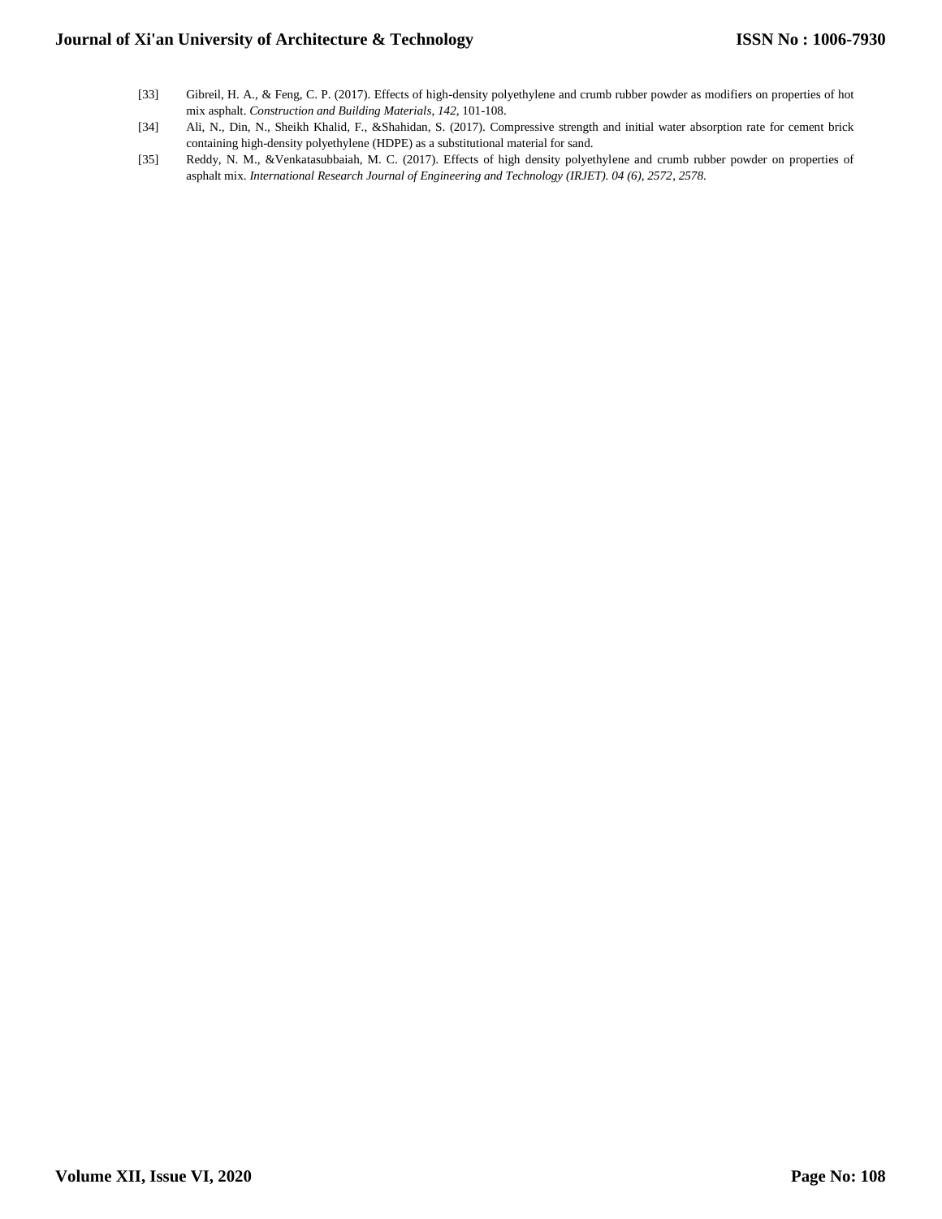[33] Gibreil, H. A., & Feng, C. P. (2017). Effects of high-density polyethylene and crumb rubber powder as modifiers on properties of hot mix asphalt. *Construction and Building Materials, 142*, 101-108.

[34] Ali, N., Din, N., Sheikh Khalid, F., &Shahidan, S. (2017). Compressive strength and initial water absorption rate for cement brick containing high-density polyethylene (HDPE) as a substitutional material for sand.

[35] Reddy, N. M., &Venkatasubbaiah, M. C. (2017). Effects of high density polyethylene and crumb rubber powder on properties of asphalt mix. *International Research Journal of Engineering and Technology (IRJET). 04 (6), 2572, 2578.*